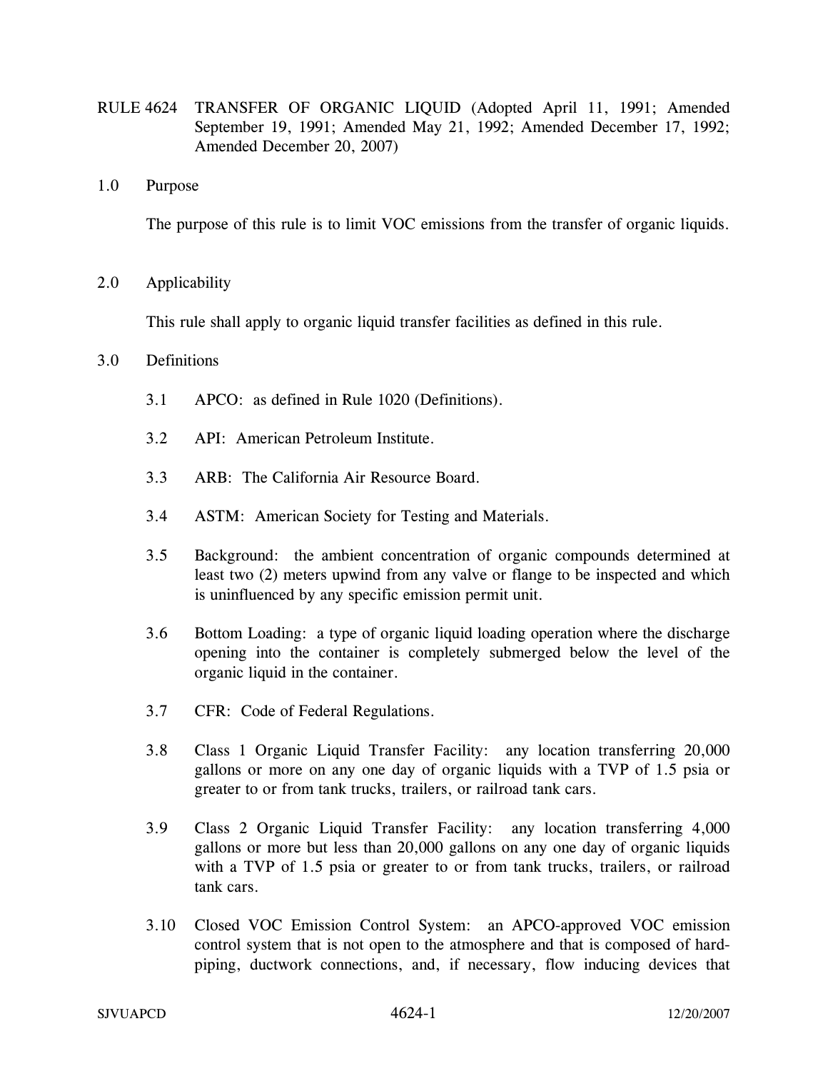# RULE 4624 TRANSFER OF ORGANIC LIQUID (Adopted April 11, 1991; Amended September 19, 1991; Amended May 21, 1992; Amended December 17, 1992; Amended December 20, 2007)

## 1.0 Purpose

The purpose of this rule is to limit VOC emissions from the transfer of organic liquids.

## 2.0 Applicability

This rule shall apply to organic liquid transfer facilities as defined in this rule.

## 3.0 Definitions

3.1 APCO: as defined in Rule 1020 (Definitions).

3.2 API: American Petroleum Institute.

3.3 ARB: The California Air Resource Board.

3.4 ASTM: American Society for Testing and Materials.

3.5 Background: the ambient concentration of organic compounds determined at least two (2) meters upwind from any valve or flange to be inspected and which is uninfluenced by any specific emission permit unit.

3.6 Bottom Loading: a type of organic liquid loading operation where the discharge opening into the container is completely submerged below the level of the organic liquid in the container.

3.7 CFR: Code of Federal Regulations.

3.8 Class 1 Organic Liquid Transfer Facility: any location transferring 20,000 gallons or more on any one day of organic liquids with a TVP of 1.5 psia or greater to or from tank trucks, trailers, or railroad tank cars.

3.9 Class 2 Organic Liquid Transfer Facility: any location transferring 4,000 gallons or more but less than 20,000 gallons on any one day of organic liquids with a TVP of 1.5 psia or greater to or from tank trucks, trailers, or railroad tank cars.

3.10 Closed VOC Emission Control System: an APCO-approved VOC emission control system that is not open to the atmosphere and that is composed of hard-piping, ductwork connections, and, if necessary, flow inducing devices that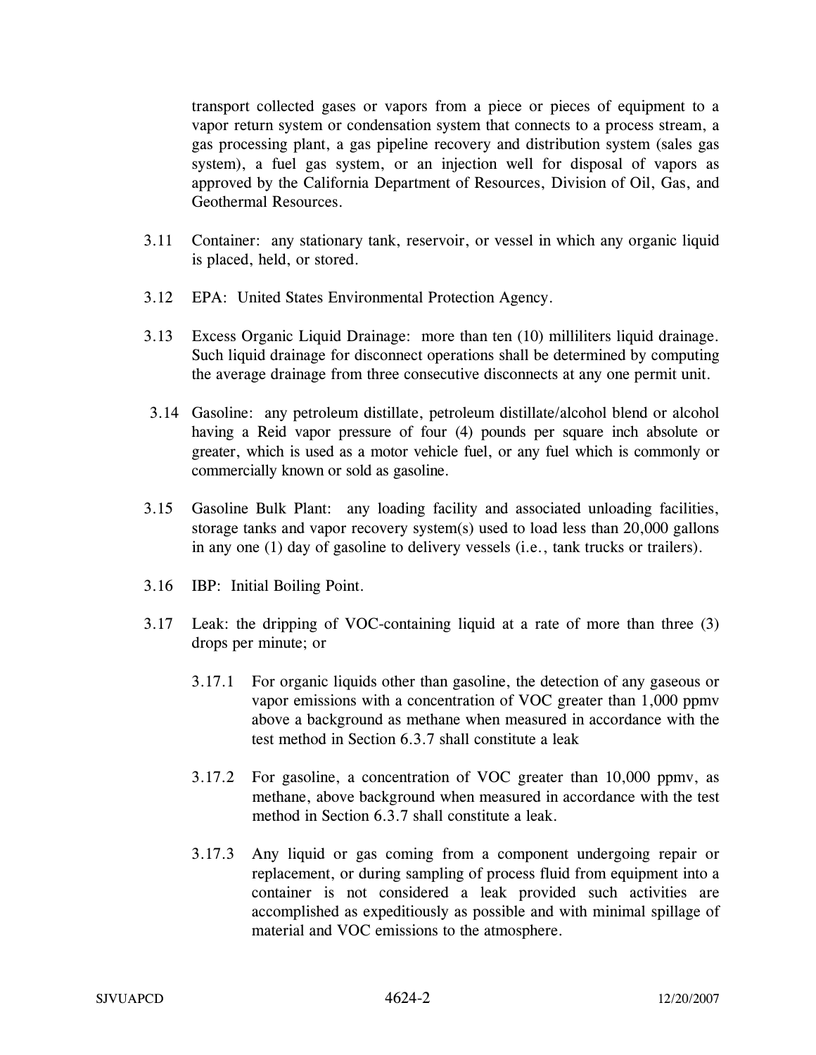transport collected gases or vapors from a piece or pieces of equipment to a vapor return system or condensation system that connects to a process stream, a gas processing plant, a gas pipeline recovery and distribution system (sales gas system), a fuel gas system, or an injection well for disposal of vapors as approved by the California Department of Resources, Division of Oil, Gas, and Geothermal Resources.

3.11 Container: any stationary tank, reservoir, or vessel in which any organic liquid is placed, held, or stored.

3.12 EPA: United States Environmental Protection Agency.

3.13 Excess Organic Liquid Drainage: more than ten (10) milliliters liquid drainage. Such liquid drainage for disconnect operations shall be determined by computing the average drainage from three consecutive disconnects at any one permit unit.

3.14 Gasoline: any petroleum distillate, petroleum distillate/alcohol blend or alcohol having a Reid vapor pressure of four (4) pounds per square inch absolute or greater, which is used as a motor vehicle fuel, or any fuel which is commonly or commercially known or sold as gasoline.

3.15 Gasoline Bulk Plant: any loading facility and associated unloading facilities, storage tanks and vapor recovery system(s) used to load less than 20,000 gallons in any one (1) day of gasoline to delivery vessels (i.e., tank trucks or trailers).

3.16 IBP: Initial Boiling Point.

3.17 Leak: the dripping of VOC-containing liquid at a rate of more than three (3) drops per minute; or

3.17.1 For organic liquids other than gasoline, the detection of any gaseous or vapor emissions with a concentration of VOC greater than 1,000 ppmv above a background as methane when measured in accordance with the test method in Section 6.3.7 shall constitute a leak

3.17.2 For gasoline, a concentration of VOC greater than 10,000 ppmv, as methane, above background when measured in accordance with the test method in Section 6.3.7 shall constitute a leak.

3.17.3 Any liquid or gas coming from a component undergoing repair or replacement, or during sampling of process fluid from equipment into a container is not considered a leak provided such activities are accomplished as expeditiously as possible and with minimal spillage of material and VOC emissions to the atmosphere.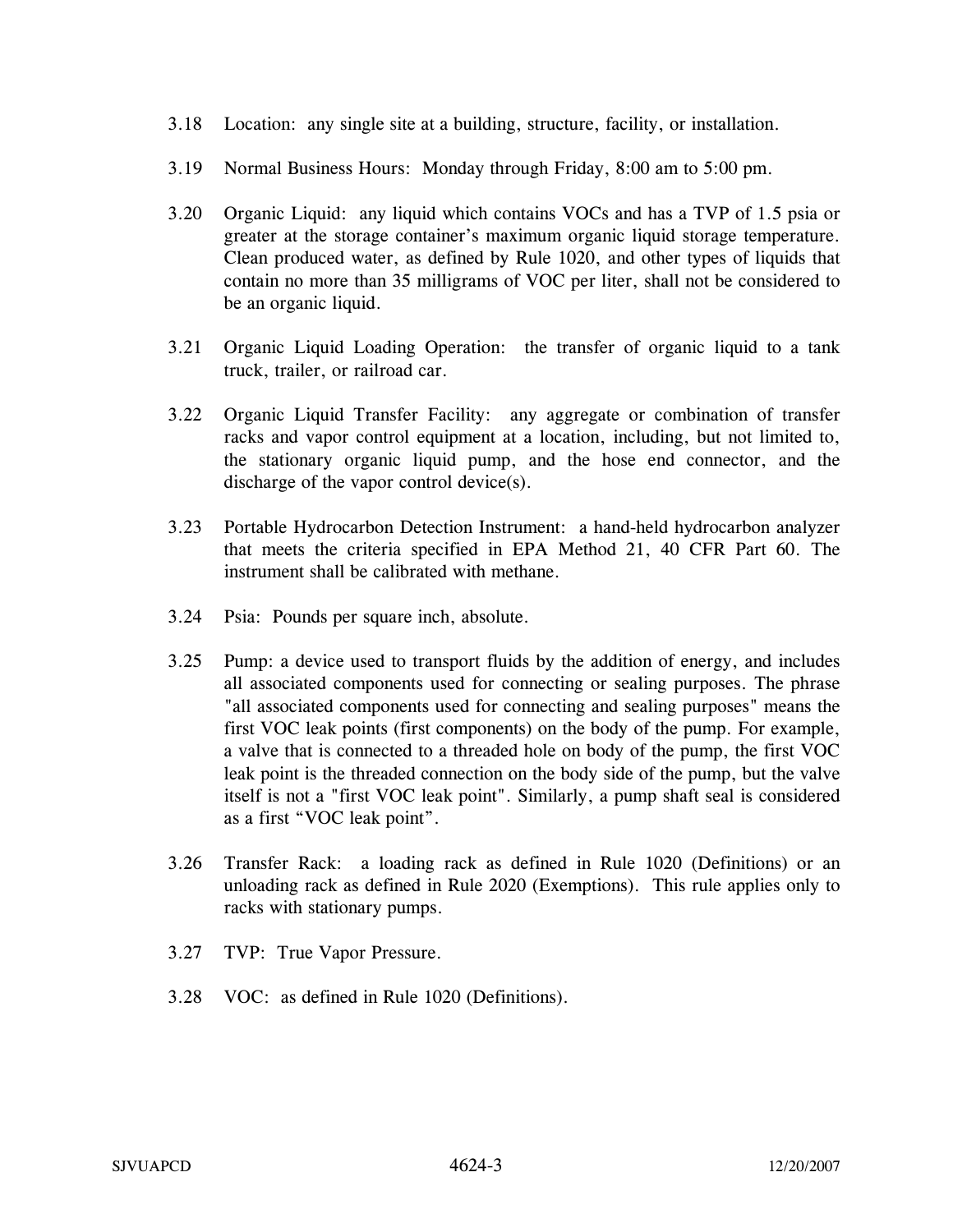3.18 Location: any single site at a building, structure, facility, or installation.

3.19 Normal Business Hours: Monday through Friday, 8:00 am to 5:00 pm.

3.20 Organic Liquid: any liquid which contains VOCs and has a TVP of 1.5 psia or greater at the storage container's maximum organic liquid storage temperature. Clean produced water, as defined by Rule 1020, and other types of liquids that contain no more than 35 milligrams of VOC per liter, shall not be considered to be an organic liquid.

3.21 Organic Liquid Loading Operation: the transfer of organic liquid to a tank truck, trailer, or railroad car.

3.22 Organic Liquid Transfer Facility: any aggregate or combination of transfer racks and vapor control equipment at a location, including, but not limited to, the stationary organic liquid pump, and the hose end connector, and the discharge of the vapor control device(s).

3.23 Portable Hydrocarbon Detection Instrument: a hand-held hydrocarbon analyzer that meets the criteria specified in EPA Method 21, 40 CFR Part 60. The instrument shall be calibrated with methane.

3.24 Psia: Pounds per square inch, absolute.

3.25 Pump: a device used to transport fluids by the addition of energy, and includes all associated components used for connecting or sealing purposes. The phrase "all associated components used for connecting and sealing purposes" means the first VOC leak points (first components) on the body of the pump. For example, a valve that is connected to a threaded hole on body of the pump, the first VOC leak point is the threaded connection on the body side of the pump, but the valve itself is not a "first VOC leak point". Similarly, a pump shaft seal is considered as a first "VOC leak point".

3.26 Transfer Rack: a loading rack as defined in Rule 1020 (Definitions) or an unloading rack as defined in Rule 2020 (Exemptions). This rule applies only to racks with stationary pumps.

3.27 TVP: True Vapor Pressure.

3.28 VOC: as defined in Rule 1020 (Definitions).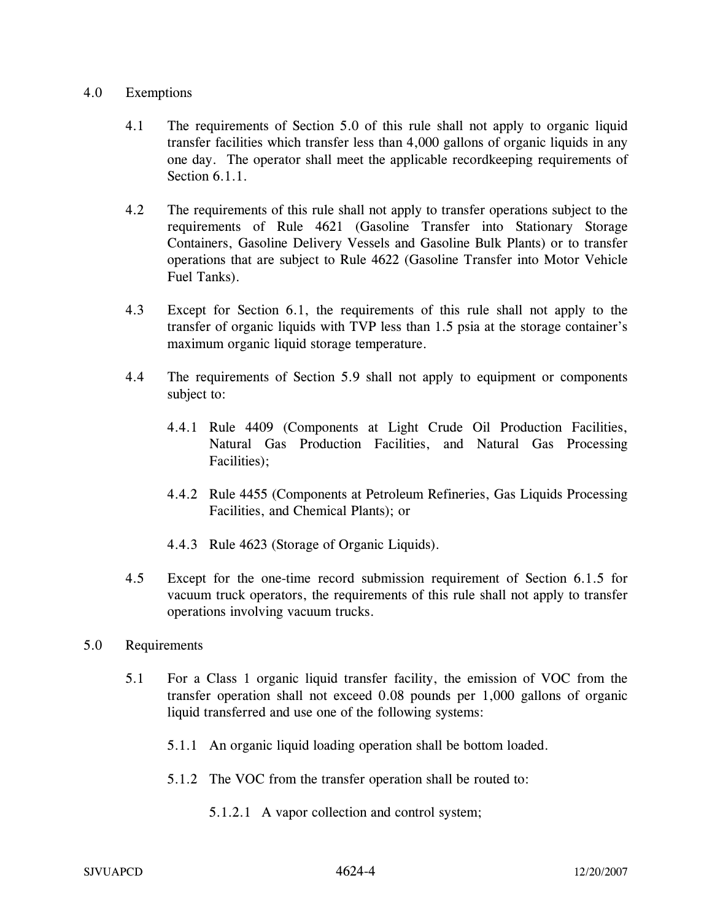## 4.0 Exemptions

4.1 The requirements of Section 5.0 of this rule shall not apply to organic liquid transfer facilities which transfer less than 4,000 gallons of organic liquids in any one day. The operator shall meet the applicable recordkeeping requirements of Section 6.1.1.

4.2 The requirements of this rule shall not apply to transfer operations subject to the requirements of Rule 4621 (Gasoline Transfer into Stationary Storage Containers, Gasoline Delivery Vessels and Gasoline Bulk Plants) or to transfer operations that are subject to Rule 4622 (Gasoline Transfer into Motor Vehicle Fuel Tanks).

4.3 Except for Section 6.1, the requirements of this rule shall not apply to the transfer of organic liquids with TVP less than 1.5 psia at the storage container's maximum organic liquid storage temperature.

4.4 The requirements of Section 5.9 shall not apply to equipment or components subject to:

4.4.1 Rule 4409 (Components at Light Crude Oil Production Facilities, Natural Gas Production Facilities, and Natural Gas Processing Facilities);

4.4.2 Rule 4455 (Components at Petroleum Refineries, Gas Liquids Processing Facilities, and Chemical Plants); or

4.4.3 Rule 4623 (Storage of Organic Liquids).

4.5 Except for the one-time record submission requirement of Section 6.1.5 for vacuum truck operators, the requirements of this rule shall not apply to transfer operations involving vacuum trucks.

## 5.0 Requirements

5.1 For a Class 1 organic liquid transfer facility, the emission of VOC from the transfer operation shall not exceed 0.08 pounds per 1,000 gallons of organic liquid transferred and use one of the following systems:

5.1.1 An organic liquid loading operation shall be bottom loaded.

5.1.2 The VOC from the transfer operation shall be routed to:

5.1.2.1 A vapor collection and control system;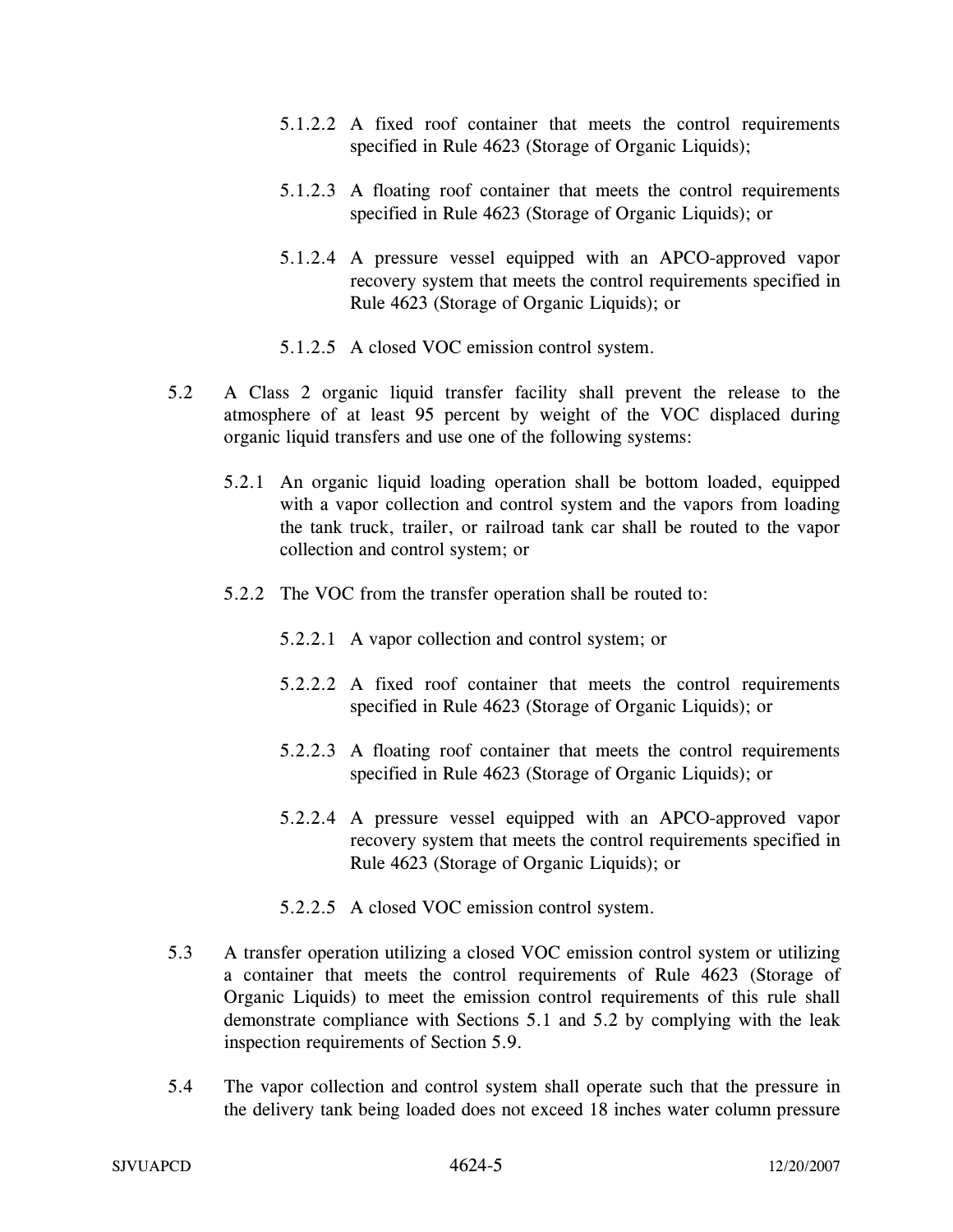5.1.2.2 A fixed roof container that meets the control requirements specified in Rule 4623 (Storage of Organic Liquids);

5.1.2.3 A floating roof container that meets the control requirements specified in Rule 4623 (Storage of Organic Liquids); or

5.1.2.4 A pressure vessel equipped with an APCO-approved vapor recovery system that meets the control requirements specified in Rule 4623 (Storage of Organic Liquids); or

5.1.2.5 A closed VOC emission control system.

5.2 A Class 2 organic liquid transfer facility shall prevent the release to the atmosphere of at least 95 percent by weight of the VOC displaced during organic liquid transfers and use one of the following systems:

5.2.1 An organic liquid loading operation shall be bottom loaded, equipped with a vapor collection and control system and the vapors from loading the tank truck, trailer, or railroad tank car shall be routed to the vapor collection and control system; or

5.2.2 The VOC from the transfer operation shall be routed to:

5.2.2.1 A vapor collection and control system; or

5.2.2.2 A fixed roof container that meets the control requirements specified in Rule 4623 (Storage of Organic Liquids); or

5.2.2.3 A floating roof container that meets the control requirements specified in Rule 4623 (Storage of Organic Liquids); or

5.2.2.4 A pressure vessel equipped with an APCO-approved vapor recovery system that meets the control requirements specified in Rule 4623 (Storage of Organic Liquids); or

5.2.2.5 A closed VOC emission control system.

5.3 A transfer operation utilizing a closed VOC emission control system or utilizing a container that meets the control requirements of Rule 4623 (Storage of Organic Liquids) to meet the emission control requirements of this rule shall demonstrate compliance with Sections 5.1 and 5.2 by complying with the leak inspection requirements of Section 5.9.

5.4 The vapor collection and control system shall operate such that the pressure in the delivery tank being loaded does not exceed 18 inches water column pressure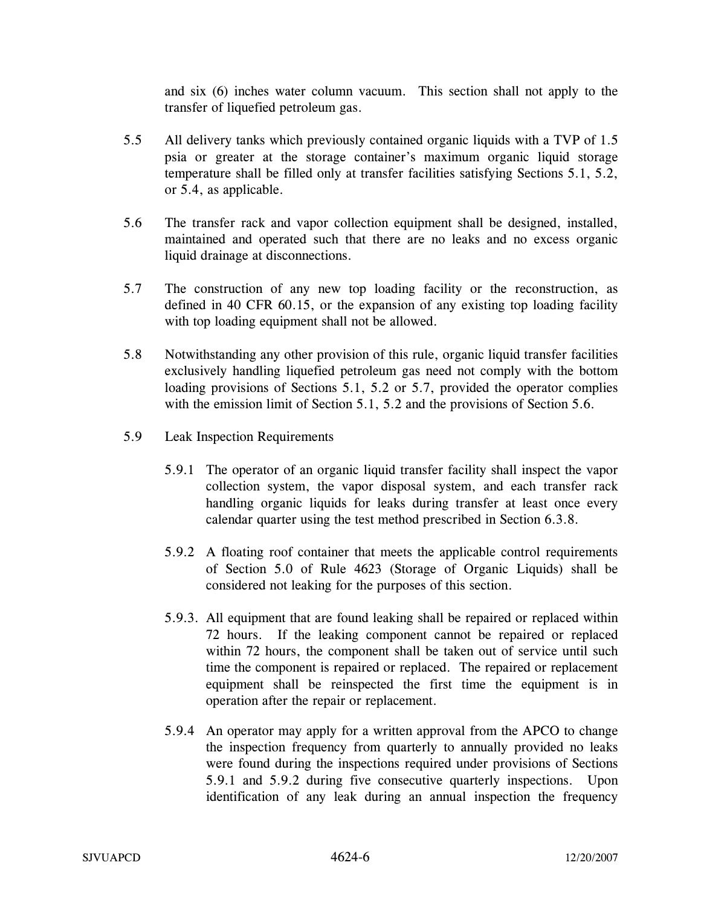and six (6) inches water column vacuum. This section shall not apply to the transfer of liquefied petroleum gas.

5.5 All delivery tanks which previously contained organic liquids with a TVP of 1.5 psia or greater at the storage container's maximum organic liquid storage temperature shall be filled only at transfer facilities satisfying Sections 5.1, 5.2, or 5.4, as applicable.

5.6 The transfer rack and vapor collection equipment shall be designed, installed, maintained and operated such that there are no leaks and no excess organic liquid drainage at disconnections.

5.7 The construction of any new top loading facility or the reconstruction, as defined in 40 CFR 60.15, or the expansion of any existing top loading facility with top loading equipment shall not be allowed.

5.8 Notwithstanding any other provision of this rule, organic liquid transfer facilities exclusively handling liquefied petroleum gas need not comply with the bottom loading provisions of Sections 5.1, 5.2 or 5.7, provided the operator complies with the emission limit of Section 5.1, 5.2 and the provisions of Section 5.6.

5.9 Leak Inspection Requirements

5.9.1 The operator of an organic liquid transfer facility shall inspect the vapor collection system, the vapor disposal system, and each transfer rack handling organic liquids for leaks during transfer at least once every calendar quarter using the test method prescribed in Section 6.3.8.

5.9.2 A floating roof container that meets the applicable control requirements of Section 5.0 of Rule 4623 (Storage of Organic Liquids) shall be considered not leaking for the purposes of this section.

5.9.3. All equipment that are found leaking shall be repaired or replaced within 72 hours. If the leaking component cannot be repaired or replaced within 72 hours, the component shall be taken out of service until such time the component is repaired or replaced. The repaired or replacement equipment shall be reinspected the first time the equipment is in operation after the repair or replacement.

5.9.4 An operator may apply for a written approval from the APCO to change the inspection frequency from quarterly to annually provided no leaks were found during the inspections required under provisions of Sections 5.9.1 and 5.9.2 during five consecutive quarterly inspections. Upon identification of any leak during an annual inspection the frequency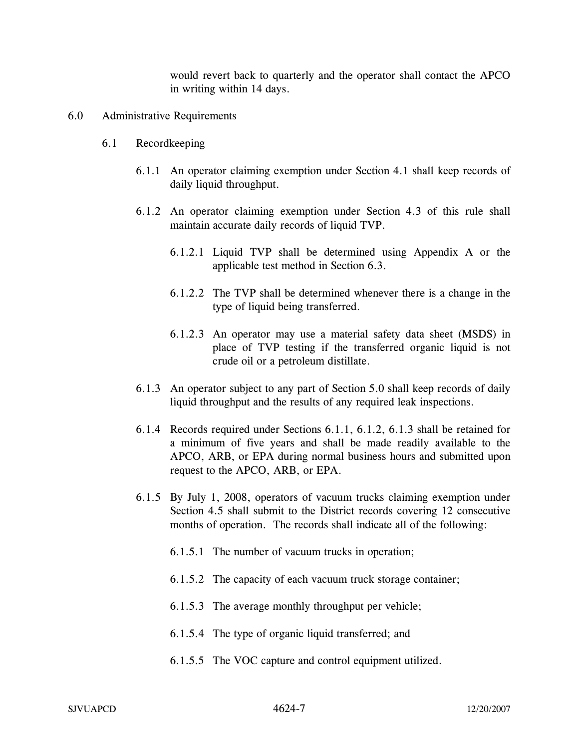would revert back to quarterly and the operator shall contact the APCO in writing within 14 days.

## 6.0 Administrative Requirements

### 6.1 Recordkeeping

6.1.1 An operator claiming exemption under Section 4.1 shall keep records of daily liquid throughput.

6.1.2 An operator claiming exemption under Section 4.3 of this rule shall maintain accurate daily records of liquid TVP.

6.1.2.1 Liquid TVP shall be determined using Appendix A or the applicable test method in Section 6.3.

6.1.2.2 The TVP shall be determined whenever there is a change in the type of liquid being transferred.

6.1.2.3 An operator may use a material safety data sheet (MSDS) in place of TVP testing if the transferred organic liquid is not crude oil or a petroleum distillate.

6.1.3 An operator subject to any part of Section 5.0 shall keep records of daily liquid throughput and the results of any required leak inspections.

6.1.4 Records required under Sections 6.1.1, 6.1.2, 6.1.3 shall be retained for a minimum of five years and shall be made readily available to the APCO, ARB, or EPA during normal business hours and submitted upon request to the APCO, ARB, or EPA.

6.1.5 By July 1, 2008, operators of vacuum trucks claiming exemption under Section 4.5 shall submit to the District records covering 12 consecutive months of operation. The records shall indicate all of the following:

6.1.5.1 The number of vacuum trucks in operation;

6.1.5.2 The capacity of each vacuum truck storage container;

6.1.5.3 The average monthly throughput per vehicle;

6.1.5.4 The type of organic liquid transferred; and

6.1.5.5 The VOC capture and control equipment utilized.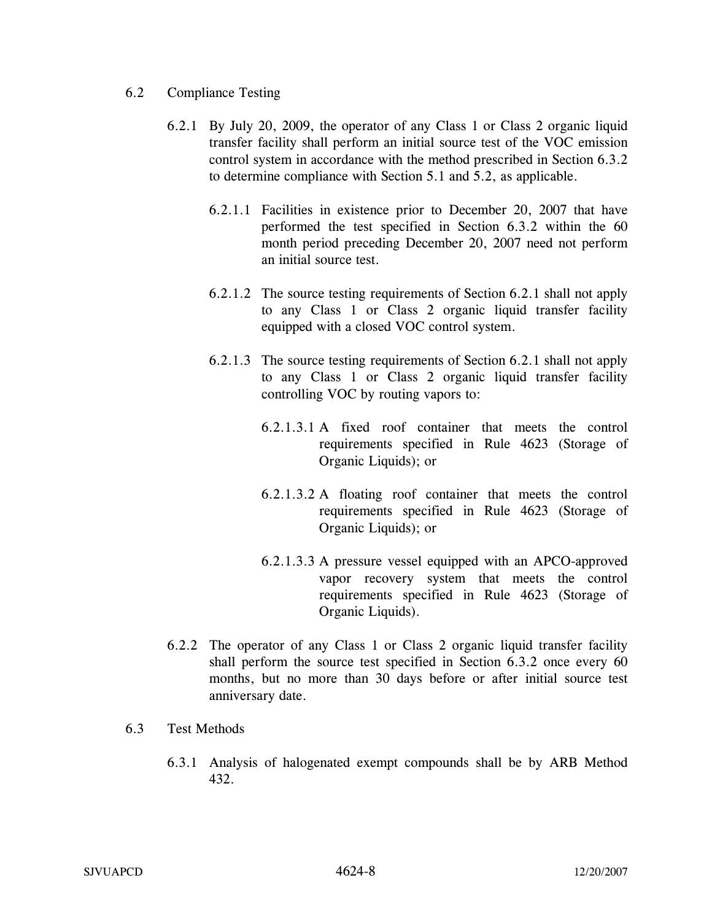6.2 Compliance Testing

6.2.1 By July 20, 2009, the operator of any Class 1 or Class 2 organic liquid transfer facility shall perform an initial source test of the VOC emission control system in accordance with the method prescribed in Section 6.3.2 to determine compliance with Section 5.1 and 5.2, as applicable.

6.2.1.1 Facilities in existence prior to December 20, 2007 that have performed the test specified in Section 6.3.2 within the 60 month period preceding December 20, 2007 need not perform an initial source test.

6.2.1.2 The source testing requirements of Section 6.2.1 shall not apply to any Class 1 or Class 2 organic liquid transfer facility equipped with a closed VOC control system.

6.2.1.3 The source testing requirements of Section 6.2.1 shall not apply to any Class 1 or Class 2 organic liquid transfer facility controlling VOC by routing vapors to:

6.2.1.3.1 A fixed roof container that meets the control requirements specified in Rule 4623 (Storage of Organic Liquids); or

6.2.1.3.2 A floating roof container that meets the control requirements specified in Rule 4623 (Storage of Organic Liquids); or

6.2.1.3.3 A pressure vessel equipped with an APCO-approved vapor recovery system that meets the control requirements specified in Rule 4623 (Storage of Organic Liquids).

6.2.2 The operator of any Class 1 or Class 2 organic liquid transfer facility shall perform the source test specified in Section 6.3.2 once every 60 months, but no more than 30 days before or after initial source test anniversary date.

6.3 Test Methods

6.3.1 Analysis of halogenated exempt compounds shall be by ARB Method 432.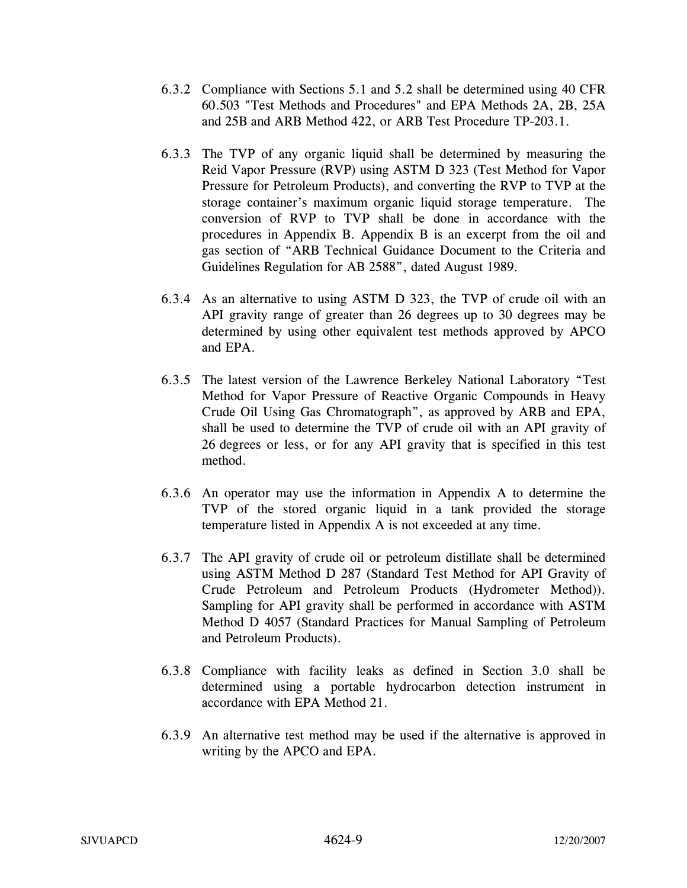6.3.2 Compliance with Sections 5.1 and 5.2 shall be determined using 40 CFR 60.503 "Test Methods and Procedures" and EPA Methods 2A, 2B, 25A and 25B and ARB Method 422, or ARB Test Procedure TP-203.1.

6.3.3 The TVP of any organic liquid shall be determined by measuring the Reid Vapor Pressure (RVP) using ASTM D 323 (Test Method for Vapor Pressure for Petroleum Products), and converting the RVP to TVP at the storage container's maximum organic liquid storage temperature. The conversion of RVP to TVP shall be done in accordance with the procedures in Appendix B. Appendix B is an excerpt from the oil and gas section of "ARB Technical Guidance Document to the Criteria and Guidelines Regulation for AB 2588", dated August 1989.

6.3.4 As an alternative to using ASTM D 323, the TVP of crude oil with an API gravity range of greater than 26 degrees up to 30 degrees may be determined by using other equivalent test methods approved by APCO and EPA.

6.3.5 The latest version of the Lawrence Berkeley National Laboratory "Test Method for Vapor Pressure of Reactive Organic Compounds in Heavy Crude Oil Using Gas Chromatograph", as approved by ARB and EPA, shall be used to determine the TVP of crude oil with an API gravity of 26 degrees or less, or for any API gravity that is specified in this test method.

6.3.6 An operator may use the information in Appendix A to determine the TVP of the stored organic liquid in a tank provided the storage temperature listed in Appendix A is not exceeded at any time.

6.3.7 The API gravity of crude oil or petroleum distillate shall be determined using ASTM Method D 287 (Standard Test Method for API Gravity of Crude Petroleum and Petroleum Products (Hydrometer Method)). Sampling for API gravity shall be performed in accordance with ASTM Method D 4057 (Standard Practices for Manual Sampling of Petroleum and Petroleum Products).

6.3.8 Compliance with facility leaks as defined in Section 3.0 shall be determined using a portable hydrocarbon detection instrument in accordance with EPA Method 21.

6.3.9 An alternative test method may be used if the alternative is approved in writing by the APCO and EPA.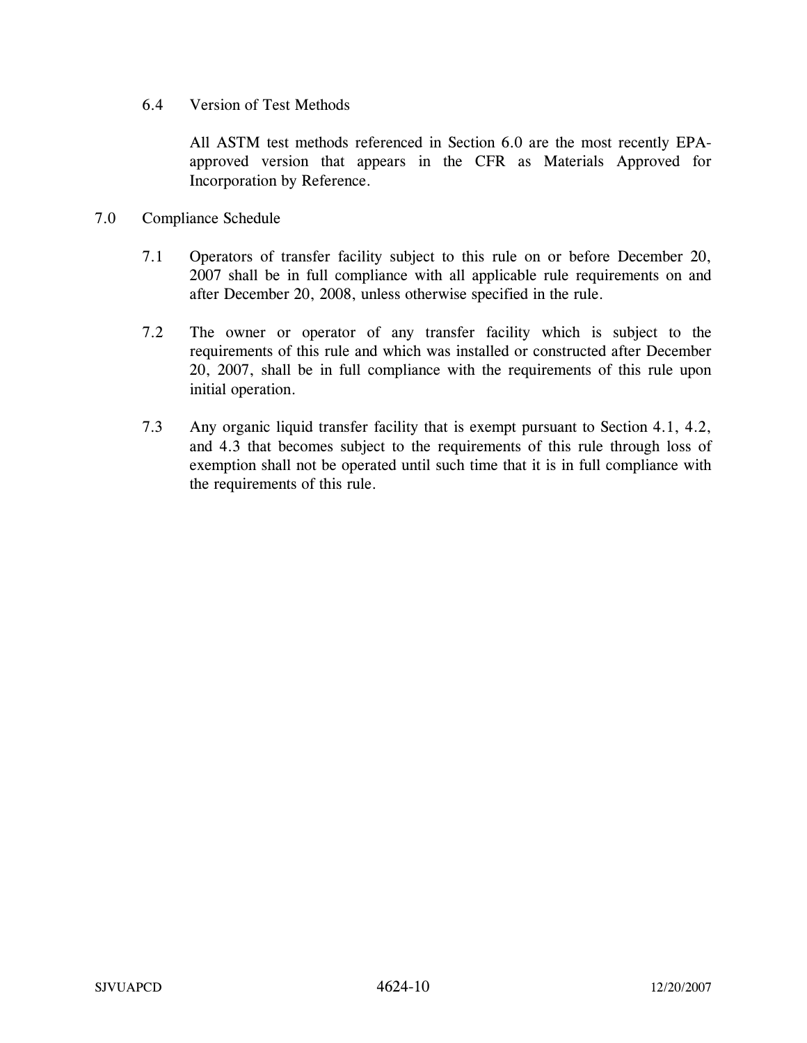### 6.4 Version of Test Methods

All ASTM test methods referenced in Section 6.0 are the most recently EPA-approved version that appears in the CFR as Materials Approved for Incorporation by Reference.

## 7.0 Compliance Schedule

7.1 Operators of transfer facility subject to this rule on or before December 20, 2007 shall be in full compliance with all applicable rule requirements on and after December 20, 2008, unless otherwise specified in the rule.

7.2 The owner or operator of any transfer facility which is subject to the requirements of this rule and which was installed or constructed after December 20, 2007, shall be in full compliance with the requirements of this rule upon initial operation.

7.3 Any organic liquid transfer facility that is exempt pursuant to Section 4.1, 4.2, and 4.3 that becomes subject to the requirements of this rule through loss of exemption shall not be operated until such time that it is in full compliance with the requirements of this rule.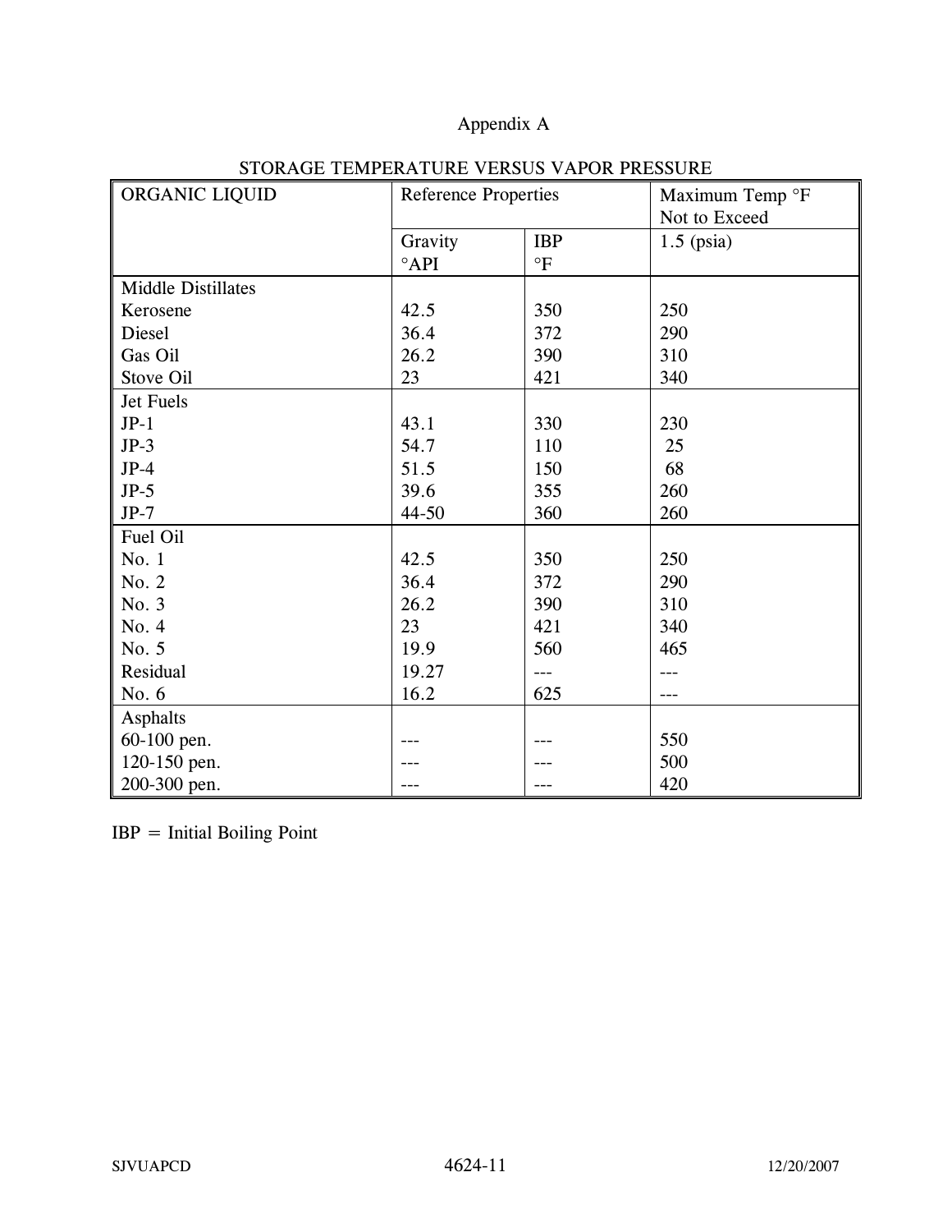# Appendix A

## STORAGE TEMPERATURE VERSUS VAPOR PRESSURE

| ORGANIC LIQUID | Reference Properties | | Maximum Temp °F Not to Exceed |
|---|---|---|---|
| | Gravity °API | IBP °F | 1.5 (psia) |
| Middle Distillates | | | |
| Kerosene | 42.5 | 350 | 250 |
| Diesel | 36.4 | 372 | 290 |
| Gas Oil | 26.2 | 390 | 310 |
| Stove Oil | 23 | 421 | 340 |
| Jet Fuels | | | |
| JP-1 | 43.1 | 330 | 230 |
| JP-3 | 54.7 | 110 | 25 |
| JP-4 | 51.5 | 150 | 68 |
| JP-5 | 39.6 | 355 | 260 |
| JP-7 | 44-50 | 360 | 260 |
| Fuel Oil | | | |
| No. 1 | 42.5 | 350 | 250 |
| No. 2 | 36.4 | 372 | 290 |
| No. 3 | 26.2 | 390 | 310 |
| No. 4 | 23 | 421 | 340 |
| No. 5 | 19.9 | 560 | 465 |
| Residual | 19.27 | --- | --- |
| No. 6 | 16.2 | 625 | --- |
| Asphalts | | | |
| 60-100 pen. | --- | --- | 550 |
| 120-150 pen. | --- | --- | 500 |
| 200-300 pen. | --- | --- | 420 |

IBP = Initial Boiling Point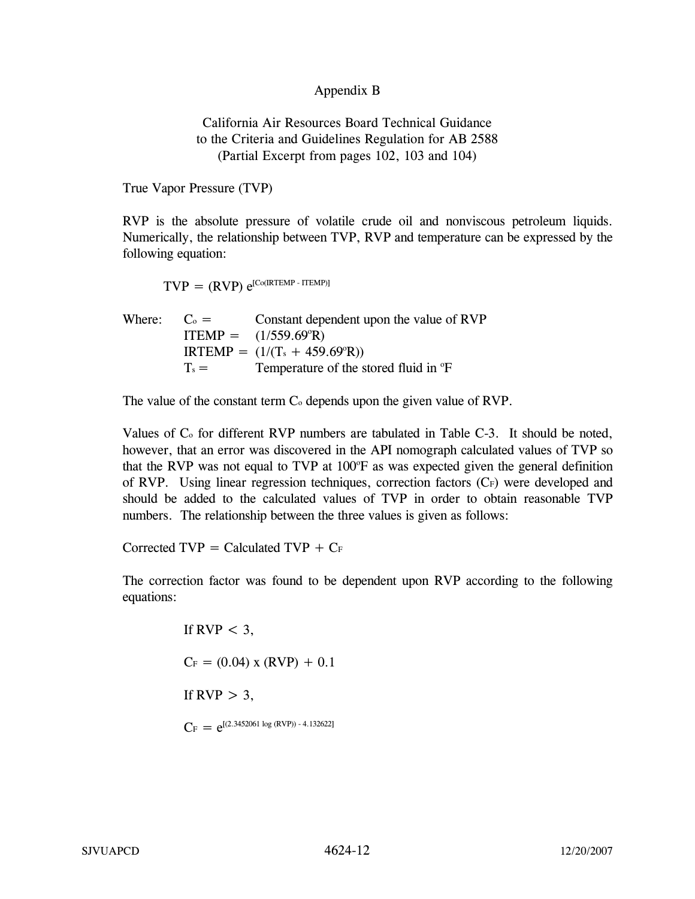# Appendix B

## California Air Resources Board Technical Guidance to the Criteria and Guidelines Regulation for AB 2588 (Partial Excerpt from pages 102, 103 and 104)

True Vapor Pressure (TVP)

RVP is the absolute pressure of volatile crude oil and nonviscous petroleum liquids. Numerically, the relationship between TVP, RVP and temperature can be expressed by the following equation:

$$TVP = (RVP)\, e^{[C_o(IRTEMP - ITEMP)]}$$

Where:

| | | |
|---|---|---|
| $C_o$ = | | Constant dependent upon the value of RVP |
| ITEMP = | | $(1/559.69^{o}R)$ |
| IRTEMP = | | $(1/(T_s + 459.69^{o}R))$ |
| $T_s$ = | | Temperature of the stored fluid in $^{o}F$ |

The value of the constant term $C_o$ depends upon the given value of RVP.

Values of $C_o$ for different RVP numbers are tabulated in Table C-3. It should be noted, however, that an error was discovered in the API nomograph calculated values of TVP so that the RVP was not equal to TVP at 100ºF as was expected given the general definition of RVP. Using linear regression techniques, correction factors ($C_F$) were developed and should be added to the calculated values of TVP in order to obtain reasonable TVP numbers. The relationship between the three values is given as follows:

Corrected TVP = Calculated TVP + $C_F$

The correction factor was found to be dependent upon RVP according to the following equations:

If RVP < 3,

$$C_F = (0.04) \times (RVP) + 0.1$$

If RVP > 3,

$$C_F = e^{[(2.3452061 \log (RVP)) - 4.132622]}$$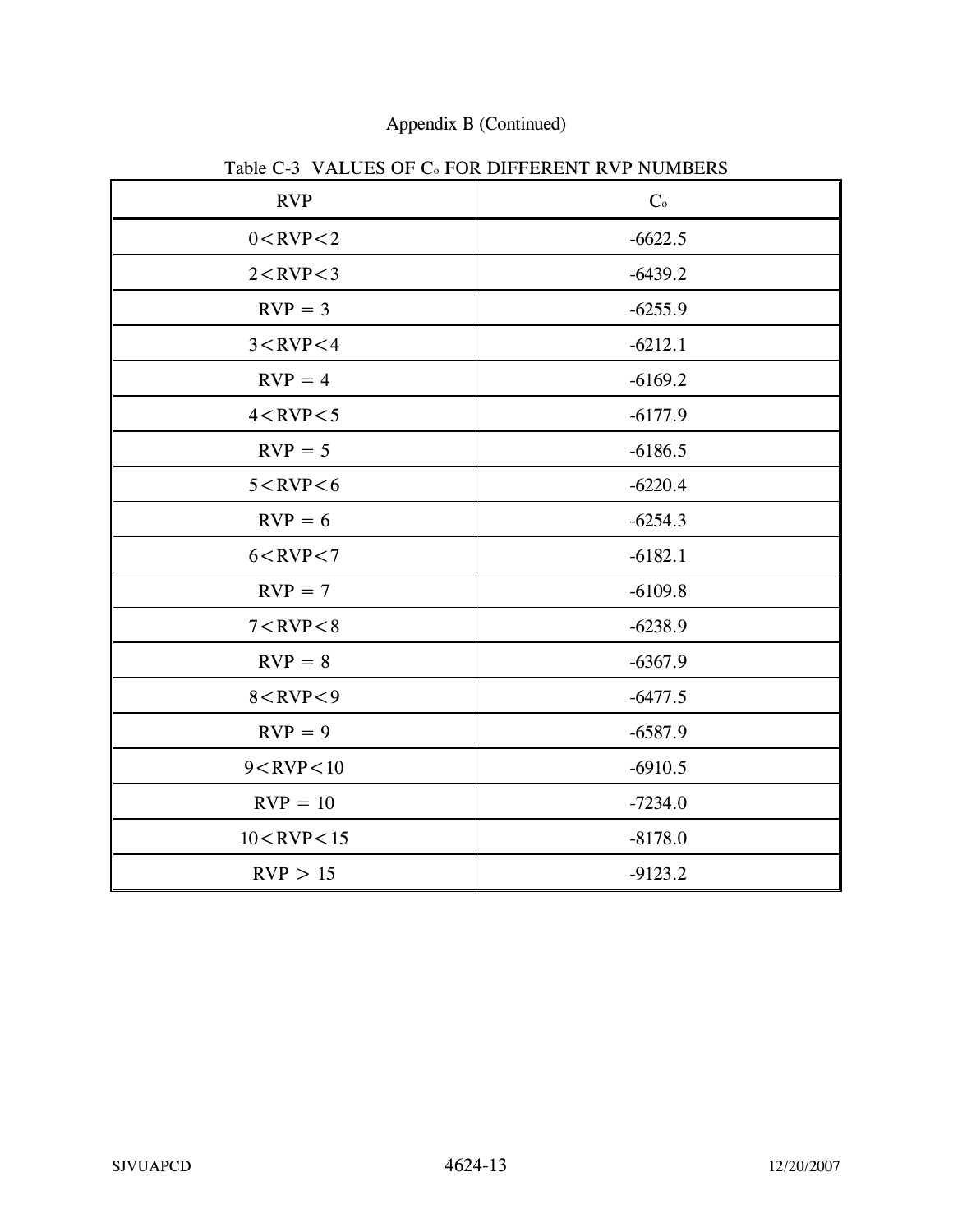Appendix B (Continued)

Table C-3 VALUES OF $C_o$ FOR DIFFERENT RVP NUMBERS

| RVP | $C_o$ |
|---|---|
| $0 < RVP < 2$ | -6622.5 |
| $2 < RVP < 3$ | -6439.2 |
| $RVP = 3$ | -6255.9 |
| $3 < RVP < 4$ | -6212.1 |
| $RVP = 4$ | -6169.2 |
| $4 < RVP < 5$ | -6177.9 |
| $RVP = 5$ | -6186.5 |
| $5 < RVP < 6$ | -6220.4 |
| $RVP = 6$ | -6254.3 |
| $6 < RVP < 7$ | -6182.1 |
| $RVP = 7$ | -6109.8 |
| $7 < RVP < 8$ | -6238.9 |
| $RVP = 8$ | -6367.9 |
| $8 < RVP < 9$ | -6477.5 |
| $RVP = 9$ | -6587.9 |
| $9 < RVP < 10$ | -6910.5 |
| $RVP = 10$ | -7234.0 |
| $10 < RVP < 15$ | -8178.0 |
| $RVP > 15$ | -9123.2 |